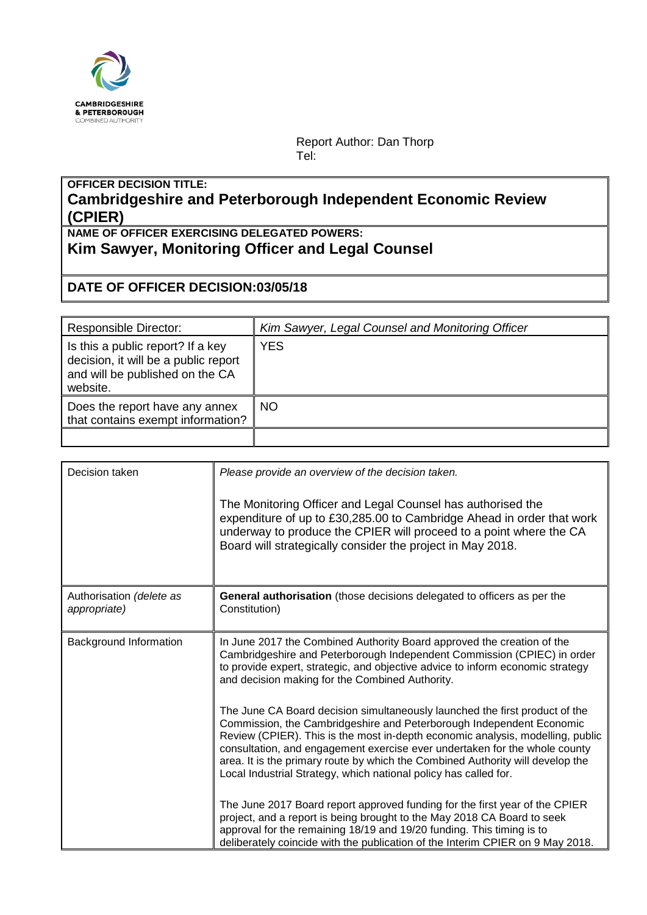CAMBRIDGESHIRE
& PETERBOROUGH
COMBINED AUTHORITY

Report Author: Dan Thorp
Tel:

| **OFFICER DECISION TITLE:** |
| --- |
| **Cambridgeshire and Peterborough Independent Economic Review (CPIER)** |
| **NAME OF OFFICER EXERCISING DELEGATED POWERS:** |
| **Kim Sawyer, Monitoring Officer and Legal Counsel** |
| **DATE OF OFFICER DECISION:03/05/18** |

| Responsible Director: | *Kim Sawyer, Legal Counsel and Monitoring Officer* |
| --- | --- |
| Is this a public report? If a key decision, it will be a public report and will be published on the CA website. | YES |
| Does the report have any annex that contains exempt information? | NO |
| | |

| Decision taken | *Please provide an overview of the decision taken.*<br><br>The Monitoring Officer and Legal Counsel has authorised the expenditure of up to £30,285.00 to Cambridge Ahead in order that work underway to produce the CPIER will proceed to a point where the CA Board will strategically consider the project in May 2018. |
| --- | --- |
| Authorisation *(delete as appropriate)* | **General authorisation** (those decisions delegated to officers as per the Constitution) |
| Background Information | In June 2017 the Combined Authority Board approved the creation of the Cambridgeshire and Peterborough Independent Commission (CPIEC) in order to provide expert, strategic, and objective advice to inform economic strategy and decision making for the Combined Authority.<br><br>The June CA Board decision simultaneously launched the first product of the Commission, the Cambridgeshire and Peterborough Independent Economic Review (CPIER). This is the most in-depth economic analysis, modelling, public consultation, and engagement exercise ever undertaken for the whole county area. It is the primary route by which the Combined Authority will develop the Local Industrial Strategy, which national policy has called for.<br><br>The June 2017 Board report approved funding for the first year of the CPIER project, and a report is being brought to the May 2018 CA Board to seek approval for the remaining 18/19 and 19/20 funding. This timing is to deliberately coincide with the publication of the Interim CPIER on 9 May 2018. |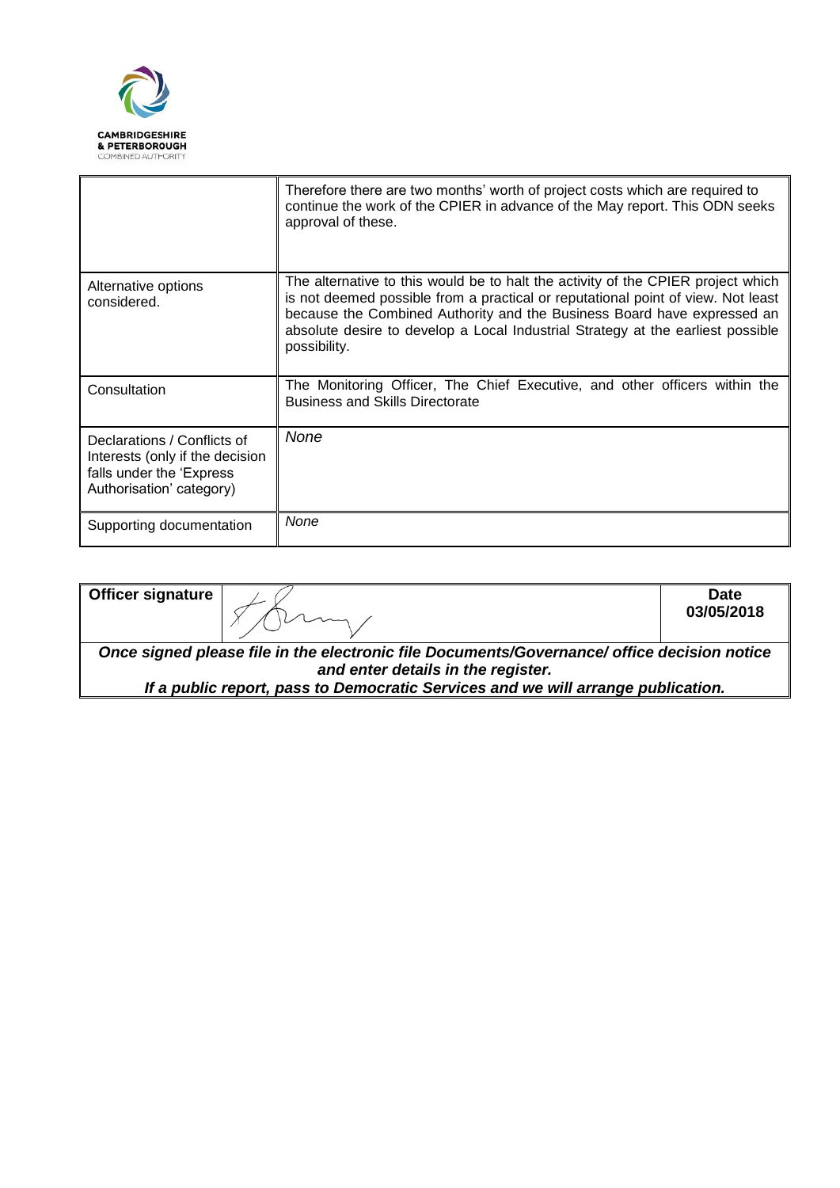| | |
|---|---|
| | Therefore there are two months' worth of project costs which are required to continue the work of the CPIER in advance of the May report. This ODN seeks approval of these. |
| Alternative options considered. | The alternative to this would be to halt the activity of the CPIER project which is not deemed possible from a practical or reputational point of view. Not least because the Combined Authority and the Business Board have expressed an absolute desire to develop a Local Industrial Strategy at the earliest possible possibility. |
| Consultation | The Monitoring Officer, The Chief Executive, and other officers within the Business and Skills Directorate |
| Declarations / Conflicts of Interests (only if the decision falls under the 'Express Authorisation' category) | *None* |
| Supporting documentation | *None* |

| | | |
|---|---|---|
| **Officer signature** | | **Date** **03/05/2018** |

***Once signed please file in the electronic file Documents/Governance/ office decision notice and enter details in the register.***

***If a public report, pass to Democratic Services and we will arrange publication.***